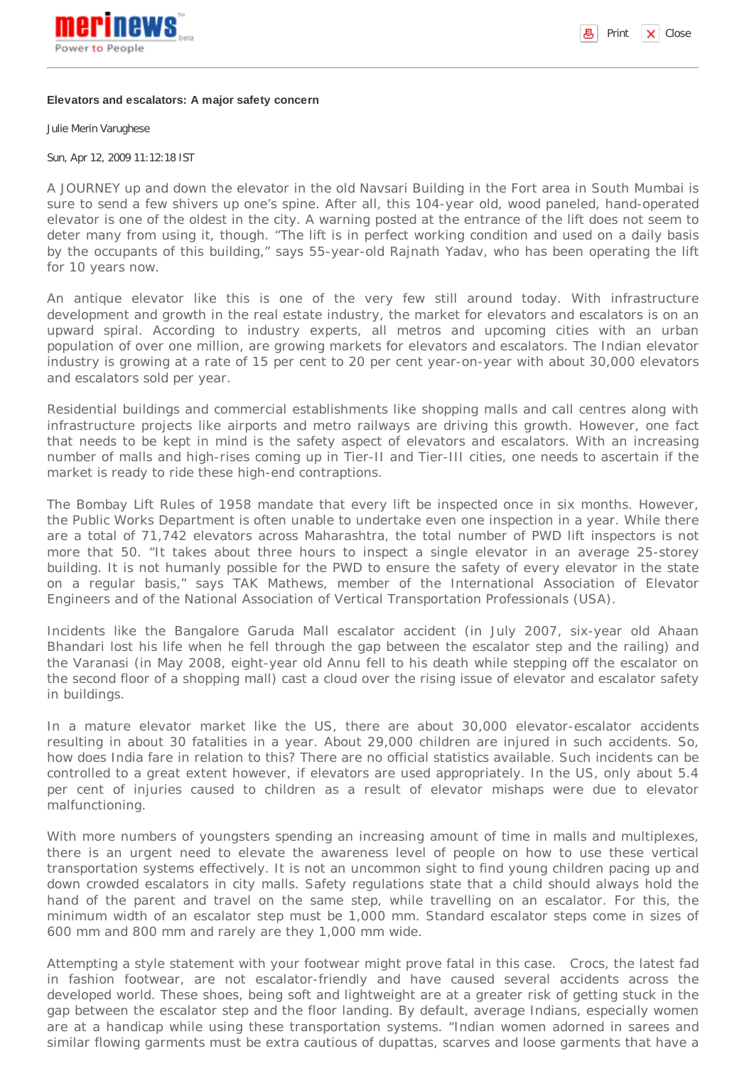# Elevators and escalators: A major safety concern

Julie Merin Varughese

Sun, Apr 12, 2009 11:12:18 IST

A JOURNEY up and down the elevator in the old Navsari Building in the Fort area in South Mumbai is sure to send a few shivers up one's spine. After all, this 104-year old, wood paneled, hand-operated elevator is one of the oldest in the city. A warning posted at the entrance of the lift does not seem to deter many from using it, though. "The lift is in perfect working condition and used on a daily basis by the occupants of this building," says 55-year-old Rajnath Yadav, who has been operating the lift for 10 years now.

An antique elevator like this is one of the very few still around today. With infrastructure development and growth in the real estate industry, the market for elevators and escalators is on an upward spiral. According to industry experts, all metros and upcoming cities with an urban population of over one million, are growing markets for elevators and escalators. The Indian elevator industry is growing at a rate of 15 per cent to 20 per cent year-on-year with about 30,000 elevators and escalators sold per year.

Residential buildings and commercial establishments like shopping malls and call centres along with infrastructure projects like airports and metro railways are driving this growth. However, one fact that needs to be kept in mind is the safety aspect of elevators and escalators. With an increasing number of malls and high-rises coming up in Tier-II and Tier-III cities, one needs to ascertain if the market is ready to ride these high-end contraptions.

The Bombay Lift Rules of 1958 mandate that every lift be inspected once in six months. However, the Public Works Department is often unable to undertake even one inspection in a year. While there are a total of 71,742 elevators across Maharashtra, the total number of PWD lift inspectors is not more that 50. "It takes about three hours to inspect a single elevator in an average 25-storey building. It is not humanly possible for the PWD to ensure the safety of every elevator in the state on a regular basis," says TAK Mathews, member of the International Association of Elevator Engineers and of the National Association of Vertical Transportation Professionals (USA).

Incidents like the Bangalore Garuda Mall escalator accident (in July 2007, six-year old Ahaan Bhandari lost his life when he fell through the gap between the escalator step and the railing) and the Varanasi (in May 2008, eight-year old Annu fell to his death while stepping off the escalator on the second floor of a shopping mall) cast a cloud over the rising issue of elevator and escalator safety in buildings.

In a mature elevator market like the US, there are about 30,000 elevator-escalator accidents resulting in about 30 fatalities in a year. About 29,000 children are injured in such accidents. So, how does India fare in relation to this? There are no official statistics available. Such incidents can be controlled to a great extent however, if elevators are used appropriately. In the US, only about 5.4 per cent of injuries caused to children as a result of elevator mishaps were due to elevator malfunctioning.

With more numbers of youngsters spending an increasing amount of time in malls and multiplexes, there is an urgent need to elevate the awareness level of people on how to use these vertical transportation systems effectively. It is not an uncommon sight to find young children pacing up and down crowded escalators in city malls. Safety regulations state that a child should always hold the hand of the parent and travel on the same step, while travelling on an escalator. For this, the minimum width of an escalator step must be 1,000 mm. Standard escalator steps come in sizes of 600 mm and 800 mm and rarely are they 1,000 mm wide.

Attempting a style statement with your footwear might prove fatal in this case. Crocs, the latest fad in fashion footwear, are not escalator-friendly and have caused several accidents across the developed world. These shoes, being soft and lightweight are at a greater risk of getting stuck in the gap between the escalator step and the floor landing. By default, average Indians, especially women are at a handicap while using these transportation systems. "Indian women adorned in sarees and similar flowing garments must be extra cautious of dupattas, scarves and loose garments that have a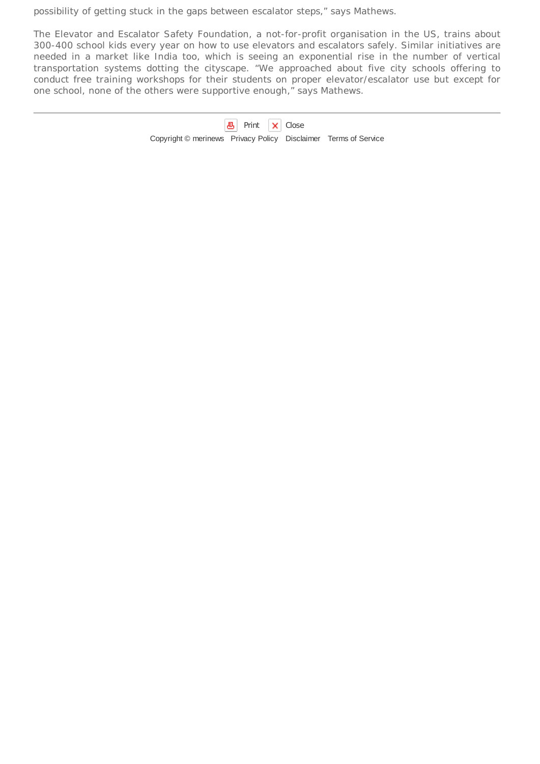possibility of getting stuck in the gaps between escalator steps," says Mathews.

The Elevator and Escalator Safety Foundation, a not-for-profit organisation in the US, trains about 300-400 school kids every year on how to use elevators and escalators safely. Similar initiatives are needed in a market like India too, which is seeing an exponential rise in the number of vertical transportation systems dotting the cityscape. "We approached about five city schools offering to conduct free training workshops for their students on proper elevator/escalator use but except for one school, none of the others were supportive enough," says Mathews.

---

Print Close

Copyright © merinews Privacy Policy Disclaimer Terms of Service